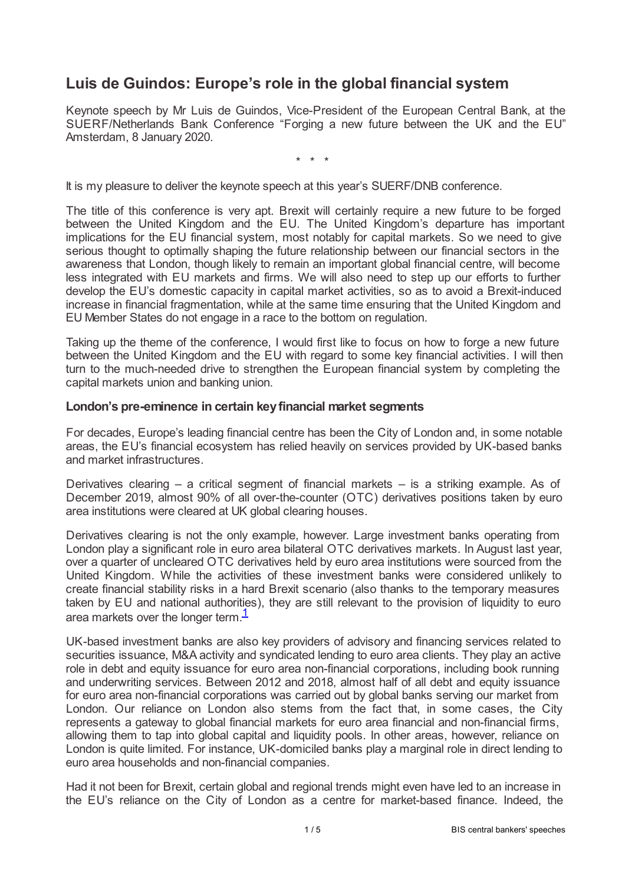# Luis de Guindos: Europe's role in the global financial system

Keynote speech by Mr Luis de Guindos, Vice-President of the European Central Bank, at the SUERF/Netherlands Bank Conference "Forging a new future between the UK and the EU" Amsterdam, 8 January 2020.

\* \* \*

It is my pleasure to deliver the keynote speech at this year's SUERF/DNB conference.

The title of this conference is very apt. Brexit will certainly require a new future to be forged between the United Kingdom and the EU. The United Kingdom's departure has important implications for the EU financial system, most notably for capital markets. So we need to give serious thought to optimally shaping the future relationship between our financial sectors in the awareness that London, though likely to remain an important global financial centre, will become less integrated with EU markets and firms. We will also need to step up our efforts to further develop the EU's domestic capacity in capital market activities, so as to avoid a Brexit-induced increase in financial fragmentation, while at the same time ensuring that the United Kingdom and EU Member States do not engage in a race to the bottom on regulation.

Taking up the theme of the conference, I would first like to focus on how to forge a new future between the United Kingdom and the EU with regard to some key financial activities. I will then turn to the much-needed drive to strengthen the European financial system by completing the capital markets union and banking union.

**London's pre-eminence in certain key financial market segments**

For decades, Europe's leading financial centre has been the City of London and, in some notable areas, the EU's financial ecosystem has relied heavily on services provided by UK-based banks and market infrastructures.

Derivatives clearing – a critical segment of financial markets – is a striking example. As of December 2019, almost 90% of all over-the-counter (OTC) derivatives positions taken by euro area institutions were cleared at UK global clearing houses.

Derivatives clearing is not the only example, however. Large investment banks operating from London play a significant role in euro area bilateral OTC derivatives markets. In August last year, over a quarter of uncleared OTC derivatives held by euro area institutions were sourced from the United Kingdom. While the activities of these investment banks were considered unlikely to create financial stability risks in a hard Brexit scenario (also thanks to the temporary measures taken by EU and national authorities), they are still relevant to the provision of liquidity to euro area markets over the longer term.[1]

UK-based investment banks are also key providers of advisory and financing services related to securities issuance, M&A activity and syndicated lending to euro area clients. They play an active role in debt and equity issuance for euro area non-financial corporations, including book running and underwriting services. Between 2012 and 2018, almost half of all debt and equity issuance for euro area non-financial corporations was carried out by global banks serving our market from London. Our reliance on London also stems from the fact that, in some cases, the City represents a gateway to global financial markets for euro area financial and non-financial firms, allowing them to tap into global capital and liquidity pools. In other areas, however, reliance on London is quite limited. For instance, UK-domiciled banks play a marginal role in direct lending to euro area households and non-financial companies.

Had it not been for Brexit, certain global and regional trends might even have led to an increase in the EU's reliance on the City of London as a centre for market-based finance. Indeed, the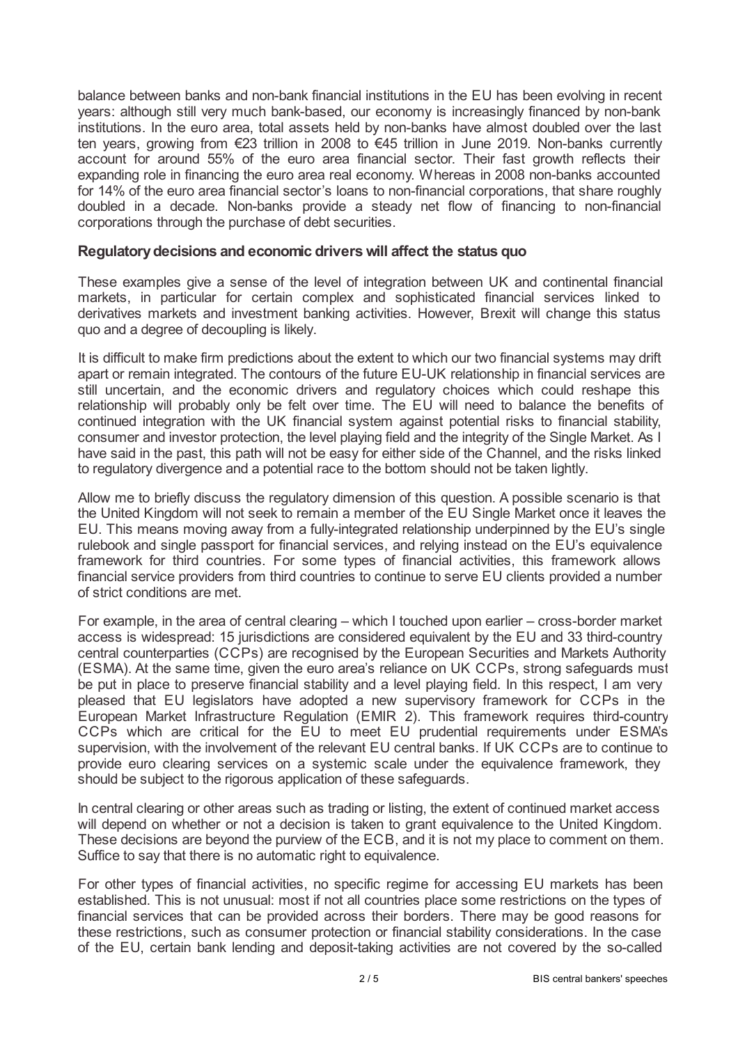balance between banks and non-bank financial institutions in the EU has been evolving in recent years: although still very much bank-based, our economy is increasingly financed by non-bank institutions. In the euro area, total assets held by non-banks have almost doubled over the last ten years, growing from €23 trillion in 2008 to €45 trillion in June 2019. Non-banks currently account for around 55% of the euro area financial sector. Their fast growth reflects their expanding role in financing the euro area real economy. Whereas in 2008 non-banks accounted for 14% of the euro area financial sector's loans to non-financial corporations, that share roughly doubled in a decade. Non-banks provide a steady net flow of financing to non-financial corporations through the purchase of debt securities.

### Regulatory decisions and economic drivers will affect the status quo

These examples give a sense of the level of integration between UK and continental financial markets, in particular for certain complex and sophisticated financial services linked to derivatives markets and investment banking activities. However, Brexit will change this status quo and a degree of decoupling is likely.

It is difficult to make firm predictions about the extent to which our two financial systems may drift apart or remain integrated. The contours of the future EU-UK relationship in financial services are still uncertain, and the economic drivers and regulatory choices which could reshape this relationship will probably only be felt over time. The EU will need to balance the benefits of continued integration with the UK financial system against potential risks to financial stability, consumer and investor protection, the level playing field and the integrity of the Single Market. As I have said in the past, this path will not be easy for either side of the Channel, and the risks linked to regulatory divergence and a potential race to the bottom should not be taken lightly.

Allow me to briefly discuss the regulatory dimension of this question. A possible scenario is that the United Kingdom will not seek to remain a member of the EU Single Market once it leaves the EU. This means moving away from a fully-integrated relationship underpinned by the EU's single rulebook and single passport for financial services, and relying instead on the EU's equivalence framework for third countries. For some types of financial activities, this framework allows financial service providers from third countries to continue to serve EU clients provided a number of strict conditions are met.

For example, in the area of central clearing – which I touched upon earlier – cross-border market access is widespread: 15 jurisdictions are considered equivalent by the EU and 33 third-country central counterparties (CCPs) are recognised by the European Securities and Markets Authority (ESMA). At the same time, given the euro area's reliance on UK CCPs, strong safeguards must be put in place to preserve financial stability and a level playing field. In this respect, I am very pleased that EU legislators have adopted a new supervisory framework for CCPs in the European Market Infrastructure Regulation (EMIR 2). This framework requires third-country CCPs which are critical for the EU to meet EU prudential requirements under ESMA's supervision, with the involvement of the relevant EU central banks. If UK CCPs are to continue to provide euro clearing services on a systemic scale under the equivalence framework, they should be subject to the rigorous application of these safeguards.

In central clearing or other areas such as trading or listing, the extent of continued market access will depend on whether or not a decision is taken to grant equivalence to the United Kingdom. These decisions are beyond the purview of the ECB, and it is not my place to comment on them. Suffice to say that there is no automatic right to equivalence.

For other types of financial activities, no specific regime for accessing EU markets has been established. This is not unusual: most if not all countries place some restrictions on the types of financial services that can be provided across their borders. There may be good reasons for these restrictions, such as consumer protection or financial stability considerations. In the case of the EU, certain bank lending and deposit-taking activities are not covered by the so-called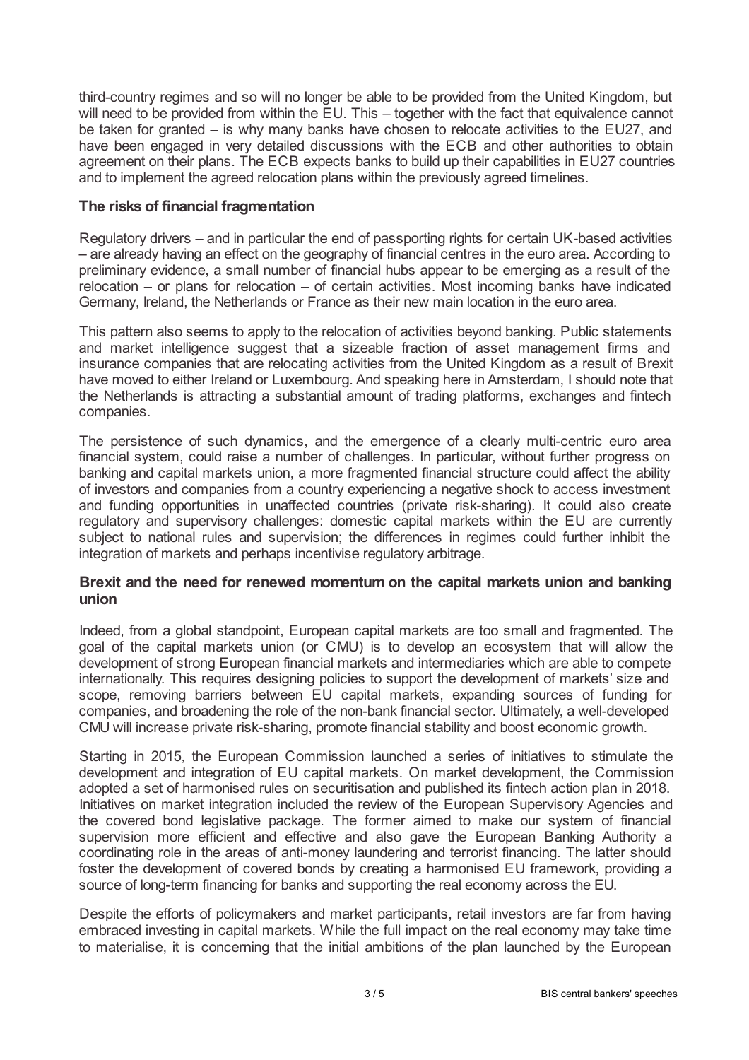third-country regimes and so will no longer be able to be provided from the United Kingdom, but will need to be provided from within the EU. This – together with the fact that equivalence cannot be taken for granted – is why many banks have chosen to relocate activities to the EU27, and have been engaged in very detailed discussions with the ECB and other authorities to obtain agreement on their plans. The ECB expects banks to build up their capabilities in EU27 countries and to implement the agreed relocation plans within the previously agreed timelines.

### The risks of financial fragmentation

Regulatory drivers – and in particular the end of passporting rights for certain UK-based activities – are already having an effect on the geography of financial centres in the euro area. According to preliminary evidence, a small number of financial hubs appear to be emerging as a result of the relocation – or plans for relocation – of certain activities. Most incoming banks have indicated Germany, Ireland, the Netherlands or France as their new main location in the euro area.

This pattern also seems to apply to the relocation of activities beyond banking. Public statements and market intelligence suggest that a sizeable fraction of asset management firms and insurance companies that are relocating activities from the United Kingdom as a result of Brexit have moved to either Ireland or Luxembourg. And speaking here in Amsterdam, I should note that the Netherlands is attracting a substantial amount of trading platforms, exchanges and fintech companies.

The persistence of such dynamics, and the emergence of a clearly multi-centric euro area financial system, could raise a number of challenges. In particular, without further progress on banking and capital markets union, a more fragmented financial structure could affect the ability of investors and companies from a country experiencing a negative shock to access investment and funding opportunities in unaffected countries (private risk-sharing). It could also create regulatory and supervisory challenges: domestic capital markets within the EU are currently subject to national rules and supervision; the differences in regimes could further inhibit the integration of markets and perhaps incentivise regulatory arbitrage.

### Brexit and the need for renewed momentum on the capital markets union and banking union

Indeed, from a global standpoint, European capital markets are too small and fragmented. The goal of the capital markets union (or CMU) is to develop an ecosystem that will allow the development of strong European financial markets and intermediaries which are able to compete internationally. This requires designing policies to support the development of markets' size and scope, removing barriers between EU capital markets, expanding sources of funding for companies, and broadening the role of the non-bank financial sector. Ultimately, a well-developed CMU will increase private risk-sharing, promote financial stability and boost economic growth.

Starting in 2015, the European Commission launched a series of initiatives to stimulate the development and integration of EU capital markets. On market development, the Commission adopted a set of harmonised rules on securitisation and published its fintech action plan in 2018. Initiatives on market integration included the review of the European Supervisory Agencies and the covered bond legislative package. The former aimed to make our system of financial supervision more efficient and effective and also gave the European Banking Authority a coordinating role in the areas of anti-money laundering and terrorist financing. The latter should foster the development of covered bonds by creating a harmonised EU framework, providing a source of long-term financing for banks and supporting the real economy across the EU.

Despite the efforts of policymakers and market participants, retail investors are far from having embraced investing in capital markets. While the full impact on the real economy may take time to materialise, it is concerning that the initial ambitions of the plan launched by the European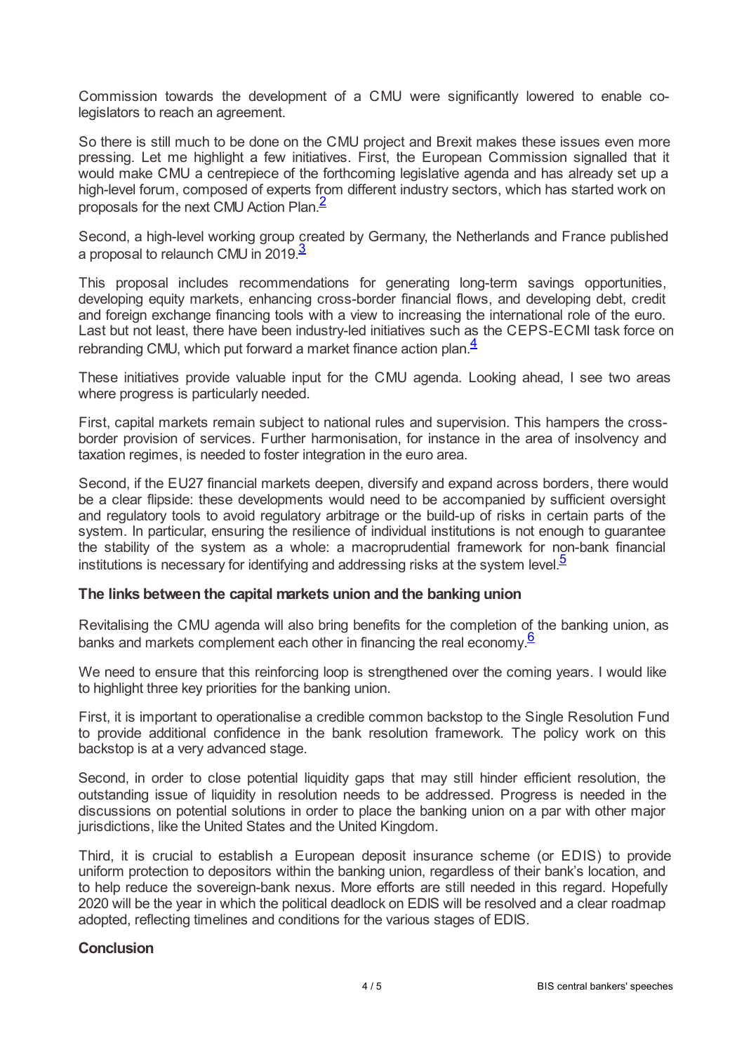Commission towards the development of a CMU were significantly lowered to enable co-legislators to reach an agreement.

So there is still much to be done on the CMU project and Brexit makes these issues even more pressing. Let me highlight a few initiatives. First, the European Commission signalled that it would make CMU a centrepiece of the forthcoming legislative agenda and has already set up a high-level forum, composed of experts from different industry sectors, which has started work on proposals for the next CMU Action Plan.[2]

Second, a high-level working group created by Germany, the Netherlands and France published a proposal to relaunch CMU in 2019.[3]

This proposal includes recommendations for generating long-term savings opportunities, developing equity markets, enhancing cross-border financial flows, and developing debt, credit and foreign exchange financing tools with a view to increasing the international role of the euro. Last but not least, there have been industry-led initiatives such as the CEPS-ECMI task force on rebranding CMU, which put forward a market finance action plan.[4]

These initiatives provide valuable input for the CMU agenda. Looking ahead, I see two areas where progress is particularly needed.

First, capital markets remain subject to national rules and supervision. This hampers the cross-border provision of services. Further harmonisation, for instance in the area of insolvency and taxation regimes, is needed to foster integration in the euro area.

Second, if the EU27 financial markets deepen, diversify and expand across borders, there would be a clear flipside: these developments would need to be accompanied by sufficient oversight and regulatory tools to avoid regulatory arbitrage or the build-up of risks in certain parts of the system. In particular, ensuring the resilience of individual institutions is not enough to guarantee the stability of the system as a whole: a macroprudential framework for non-bank financial institutions is necessary for identifying and addressing risks at the system level.[5]

### The links between the capital markets union and the banking union

Revitalising the CMU agenda will also bring benefits for the completion of the banking union, as banks and markets complement each other in financing the real economy.[6]

We need to ensure that this reinforcing loop is strengthened over the coming years. I would like to highlight three key priorities for the banking union.

First, it is important to operationalise a credible common backstop to the Single Resolution Fund to provide additional confidence in the bank resolution framework. The policy work on this backstop is at a very advanced stage.

Second, in order to close potential liquidity gaps that may still hinder efficient resolution, the outstanding issue of liquidity in resolution needs to be addressed. Progress is needed in the discussions on potential solutions in order to place the banking union on a par with other major jurisdictions, like the United States and the United Kingdom.

Third, it is crucial to establish a European deposit insurance scheme (or EDIS) to provide uniform protection to depositors within the banking union, regardless of their bank's location, and to help reduce the sovereign-bank nexus. More efforts are still needed in this regard. Hopefully 2020 will be the year in which the political deadlock on EDIS will be resolved and a clear roadmap adopted, reflecting timelines and conditions for the various stages of EDIS.

### Conclusion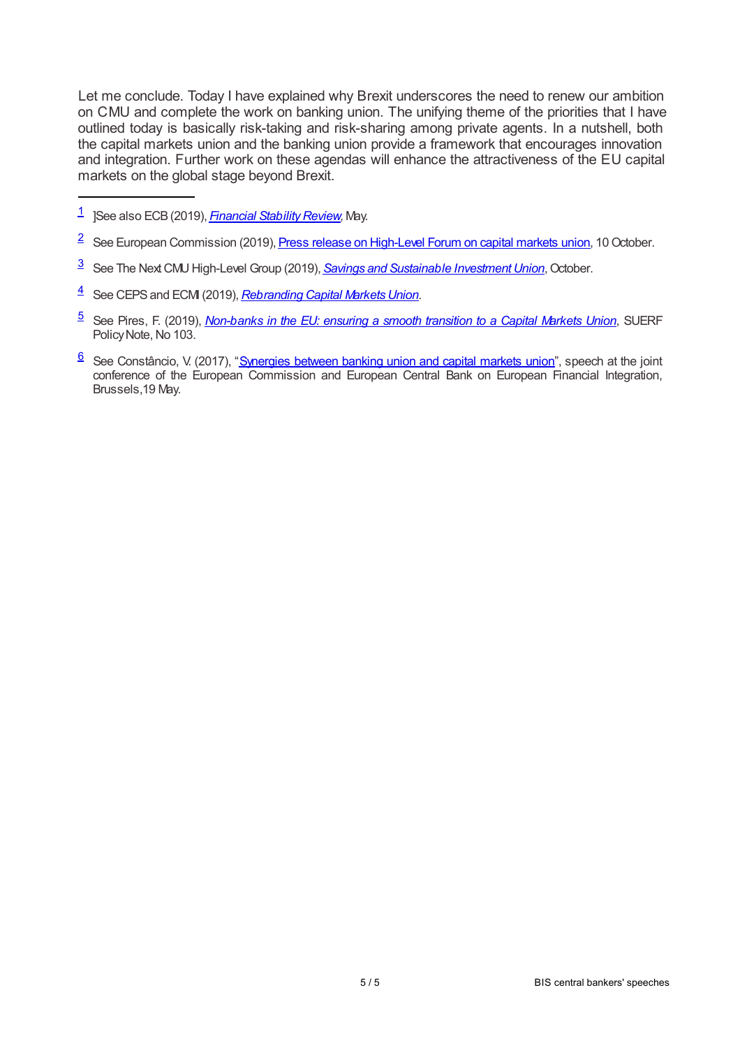Let me conclude. Today I have explained why Brexit underscores the need to renew our ambition on CMU and complete the work on banking union. The unifying theme of the priorities that I have outlined today is basically risk-taking and risk-sharing among private agents. In a nutshell, both the capital markets union and the banking union provide a framework that encourages innovation and integration. Further work on these agendas will enhance the attractiveness of the EU capital markets on the global stage beyond Brexit.

---

[1] ]See also ECB (2019), *Financial Stability Review*, May.

[2] See European Commission (2019), Press release on High-Level Forum on capital markets union, 10 October.

[3] See The Next CMU High-Level Group (2019), *Savings and Sustainable Investment Union*, October.

[4] See CEPS and ECMI (2019), *Rebranding Capital Markets Union*.

[5] See Pires, F. (2019), *Non-banks in the EU: ensuring a smooth transition to a Capital Markets Union*, SUERF Policy Note, No 103.

[6] See Constâncio, V. (2017), "Synergies between banking union and capital markets union", speech at the joint conference of the European Commission and European Central Bank on European Financial Integration, Brussels,19 May.